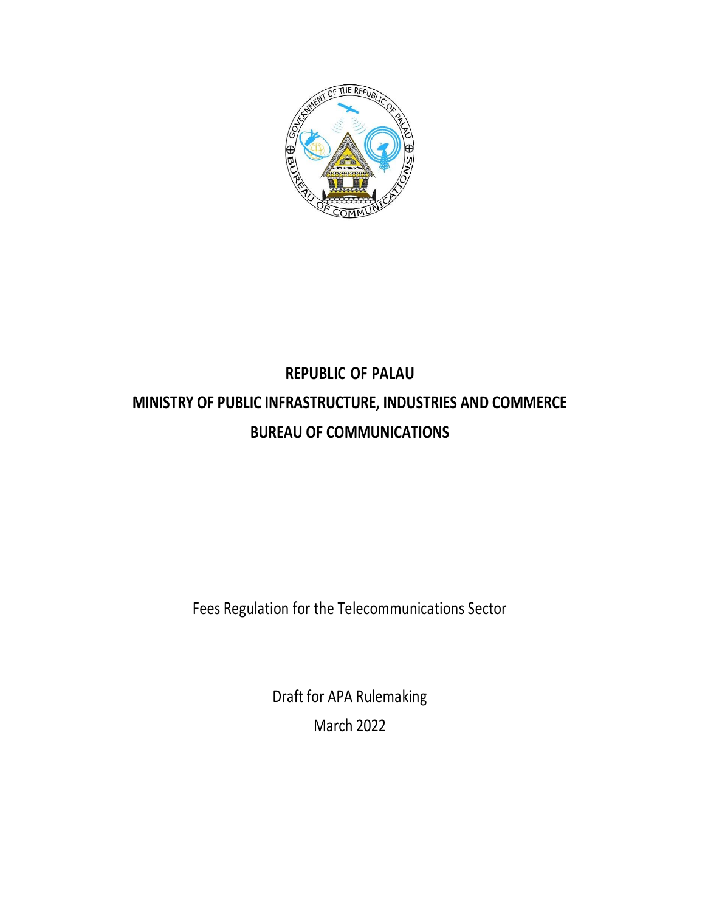# REPUBLIC OF PALAU

## MINISTRY OF PUBLIC INFRASTRUCTURE, INDUSTRIES AND COMMERCE

## BUREAU OF COMMUNICATIONS

Fees Regulation for the Telecommunications Sector

Draft for APA Rulemaking

March 2022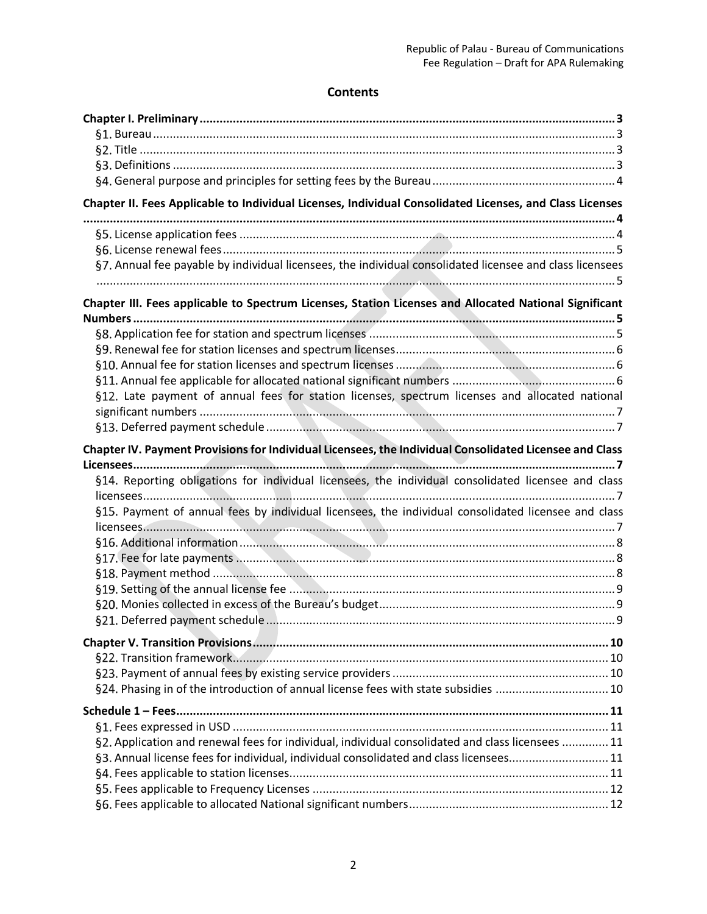## Contents

**Chapter I. Preliminary** ..... 3
- §1. Bureau ..... 3
- §2. Title ..... 3
- §3. Definitions ..... 3
- §4. General purpose and principles for setting fees by the Bureau ..... 4

**Chapter II. Fees Applicable to Individual Licenses, Individual Consolidated Licenses, and Class Licenses** ..... 4
- §5. License application fees ..... 4
- §6. License renewal fees ..... 5
- §7. Annual fee payable by individual licensees, the individual consolidated licensee and class licensees ..... 5

**Chapter III. Fees applicable to Spectrum Licenses, Station Licenses and Allocated National Significant Numbers** ..... 5
- §8. Application fee for station and spectrum licenses ..... 5
- §9. Renewal fee for station licenses and spectrum licenses ..... 6
- §10. Annual fee for station licenses and spectrum licenses ..... 6
- §11. Annual fee applicable for allocated national significant numbers ..... 6
- §12. Late payment of annual fees for station licenses, spectrum licenses and allocated national significant numbers ..... 7
- §13. Deferred payment schedule ..... 7

**Chapter IV. Payment Provisions for Individual Licensees, the Individual Consolidated Licensee and Class Licensees** ..... 7
- §14. Reporting obligations for individual licensees, the individual consolidated licensee and class licensees ..... 7
- §15. Payment of annual fees by individual licensees, the individual consolidated licensee and class licensees ..... 7
- §16. Additional information ..... 8
- §17. Fee for late payments ..... 8
- §18. Payment method ..... 8
- §19. Setting of the annual license fee ..... 9
- §20. Monies collected in excess of the Bureau's budget ..... 9
- §21. Deferred payment schedule ..... 9

**Chapter V. Transition Provisions** ..... 10
- §22. Transition framework ..... 10
- §23. Payment of annual fees by existing service providers ..... 10
- §24. Phasing in of the introduction of annual license fees with state subsidies ..... 10

**Schedule 1 – Fees** ..... 11
- §1. Fees expressed in USD ..... 11
- §2. Application and renewal fees for individual, individual consolidated and class licensees ..... 11
- §3. Annual license fees for individual, individual consolidated and class licensees ..... 11
- §4. Fees applicable to station licenses ..... 11
- §5. Fees applicable to Frequency Licenses ..... 12
- §6. Fees applicable to allocated National significant numbers ..... 12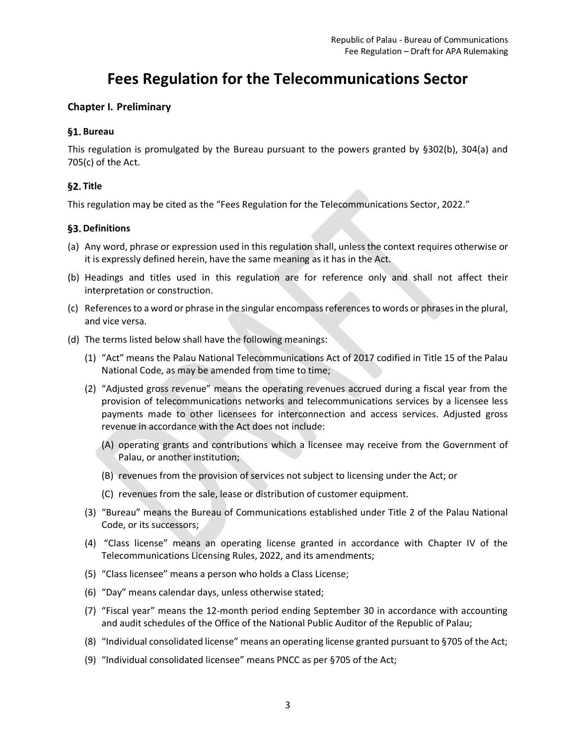# Fees Regulation for the Telecommunications Sector

## Chapter I. Preliminary

### §1. Bureau

This regulation is promulgated by the Bureau pursuant to the powers granted by §302(b), 304(a) and 705(c) of the Act.

### §2. Title

This regulation may be cited as the "Fees Regulation for the Telecommunications Sector, 2022."

### §3. Definitions

(a) Any word, phrase or expression used in this regulation shall, unless the context requires otherwise or it is expressly defined herein, have the same meaning as it has in the Act.

(b) Headings and titles used in this regulation are for reference only and shall not affect their interpretation or construction.

(c) References to a word or phrase in the singular encompass references to words or phrases in the plural, and vice versa.

(d) The terms listed below shall have the following meanings:

   (1) "Act" means the Palau National Telecommunications Act of 2017 codified in Title 15 of the Palau National Code, as may be amended from time to time;

   (2) "Adjusted gross revenue" means the operating revenues accrued during a fiscal year from the provision of telecommunications networks and telecommunications services by a licensee less payments made to other licensees for interconnection and access services. Adjusted gross revenue in accordance with the Act does not include:

      (A) operating grants and contributions which a licensee may receive from the Government of Palau, or another institution;

      (B) revenues from the provision of services not subject to licensing under the Act; or

      (C) revenues from the sale, lease or distribution of customer equipment.

   (3) "Bureau" means the Bureau of Communications established under Title 2 of the Palau National Code, or its successors;

   (4) "Class license" means an operating license granted in accordance with Chapter IV of the Telecommunications Licensing Rules, 2022, and its amendments;

   (5) "Class licensee" means a person who holds a Class License;

   (6) "Day" means calendar days, unless otherwise stated;

   (7) "Fiscal year" means the 12-month period ending September 30 in accordance with accounting and audit schedules of the Office of the National Public Auditor of the Republic of Palau;

   (8) "Individual consolidated license" means an operating license granted pursuant to §705 of the Act;

   (9) "Individual consolidated licensee" means PNCC as per §705 of the Act;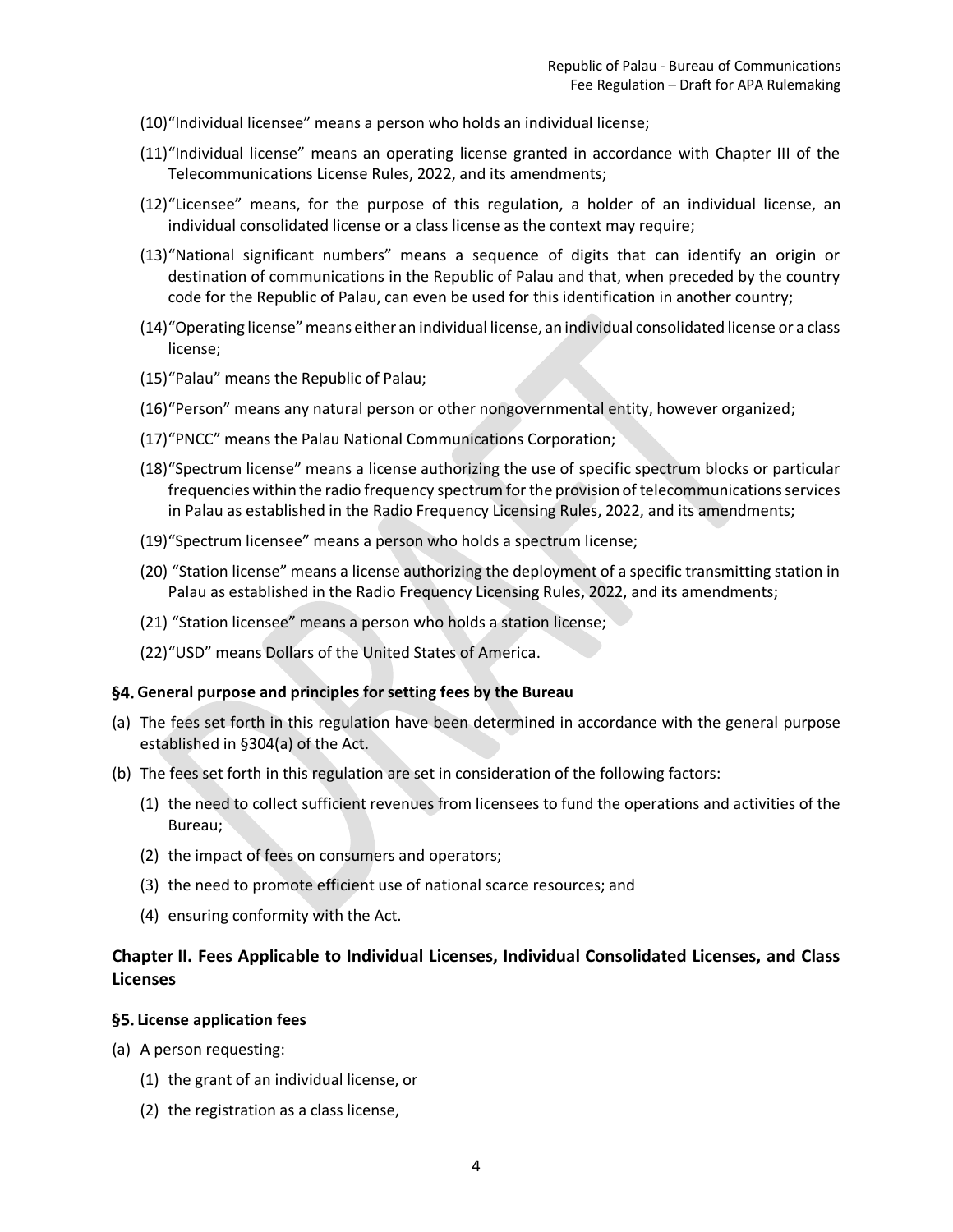(10) "Individual licensee" means a person who holds an individual license;

(11) "Individual license" means an operating license granted in accordance with Chapter III of the Telecommunications License Rules, 2022, and its amendments;

(12) "Licensee" means, for the purpose of this regulation, a holder of an individual license, an individual consolidated license or a class license as the context may require;

(13) "National significant numbers" means a sequence of digits that can identify an origin or destination of communications in the Republic of Palau and that, when preceded by the country code for the Republic of Palau, can even be used for this identification in another country;

(14) "Operating license" means either an individual license, an individual consolidated license or a class license;

(15) "Palau" means the Republic of Palau;

(16) "Person" means any natural person or other nongovernmental entity, however organized;

(17) "PNCC" means the Palau National Communications Corporation;

(18) "Spectrum license" means a license authorizing the use of specific spectrum blocks or particular frequencies within the radio frequency spectrum for the provision of telecommunications services in Palau as established in the Radio Frequency Licensing Rules, 2022, and its amendments;

(19) "Spectrum licensee" means a person who holds a spectrum license;

(20) "Station license" means a license authorizing the deployment of a specific transmitting station in Palau as established in the Radio Frequency Licensing Rules, 2022, and its amendments;

(21) "Station licensee" means a person who holds a station license;

(22) "USD" means Dollars of the United States of America.

### §4. General purpose and principles for setting fees by the Bureau

(a) The fees set forth in this regulation have been determined in accordance with the general purpose established in §304(a) of the Act.

(b) The fees set forth in this regulation are set in consideration of the following factors:

  (1) the need to collect sufficient revenues from licensees to fund the operations and activities of the Bureau;

  (2) the impact of fees on consumers and operators;

  (3) the need to promote efficient use of national scarce resources; and

  (4) ensuring conformity with the Act.

## Chapter II. Fees Applicable to Individual Licenses, Individual Consolidated Licenses, and Class Licenses

### §5. License application fees

(a) A person requesting:

  (1) the grant of an individual license, or

  (2) the registration as a class license,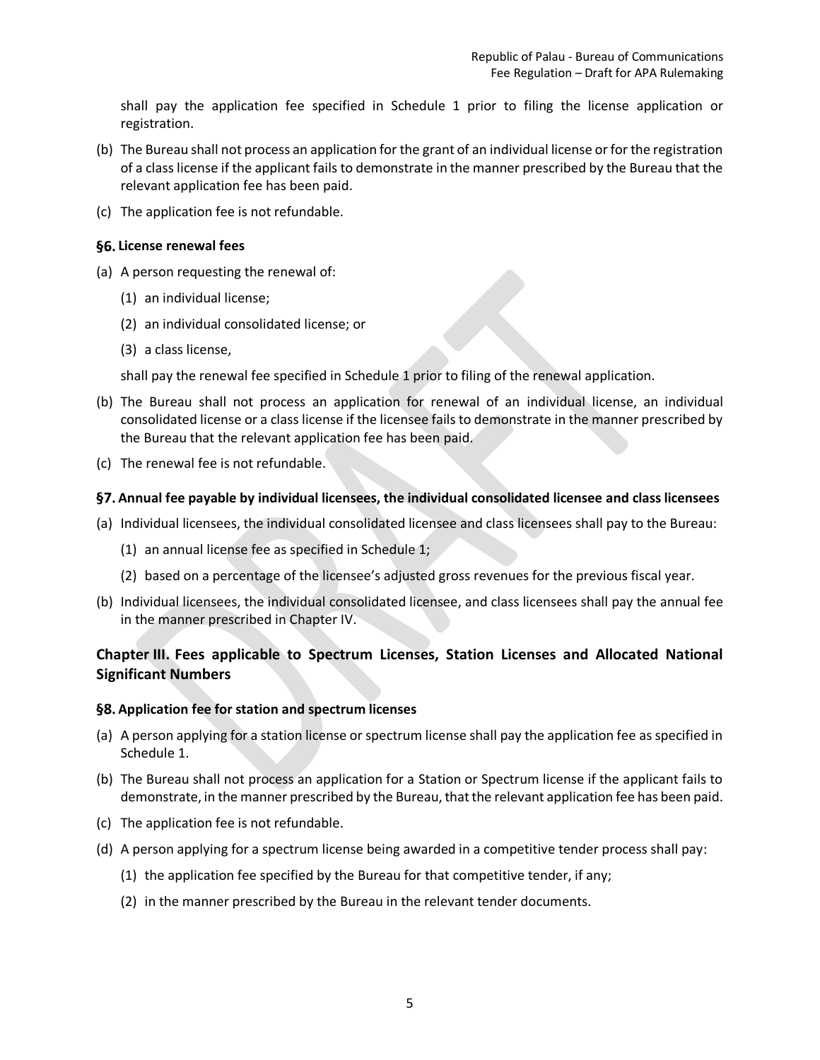shall pay the application fee specified in Schedule 1 prior to filing the license application or registration.

(b) The Bureau shall not process an application for the grant of an individual license or for the registration of a class license if the applicant fails to demonstrate in the manner prescribed by the Bureau that the relevant application fee has been paid.

(c) The application fee is not refundable.

### §6. License renewal fees

(a) A person requesting the renewal of:

  (1) an individual license;

  (2) an individual consolidated license; or

  (3) a class license,

  shall pay the renewal fee specified in Schedule 1 prior to filing of the renewal application.

(b) The Bureau shall not process an application for renewal of an individual license, an individual consolidated license or a class license if the licensee fails to demonstrate in the manner prescribed by the Bureau that the relevant application fee has been paid.

(c) The renewal fee is not refundable.

### §7. Annual fee payable by individual licensees, the individual consolidated licensee and class licensees

(a) Individual licensees, the individual consolidated licensee and class licensees shall pay to the Bureau:

  (1) an annual license fee as specified in Schedule 1;

  (2) based on a percentage of the licensee's adjusted gross revenues for the previous fiscal year.

(b) Individual licensees, the individual consolidated licensee, and class licensees shall pay the annual fee in the manner prescribed in Chapter IV.

## Chapter III. Fees applicable to Spectrum Licenses, Station Licenses and Allocated National Significant Numbers

### §8. Application fee for station and spectrum licenses

(a) A person applying for a station license or spectrum license shall pay the application fee as specified in Schedule 1.

(b) The Bureau shall not process an application for a Station or Spectrum license if the applicant fails to demonstrate, in the manner prescribed by the Bureau, that the relevant application fee has been paid.

(c) The application fee is not refundable.

(d) A person applying for a spectrum license being awarded in a competitive tender process shall pay:

  (1) the application fee specified by the Bureau for that competitive tender, if any;

  (2) in the manner prescribed by the Bureau in the relevant tender documents.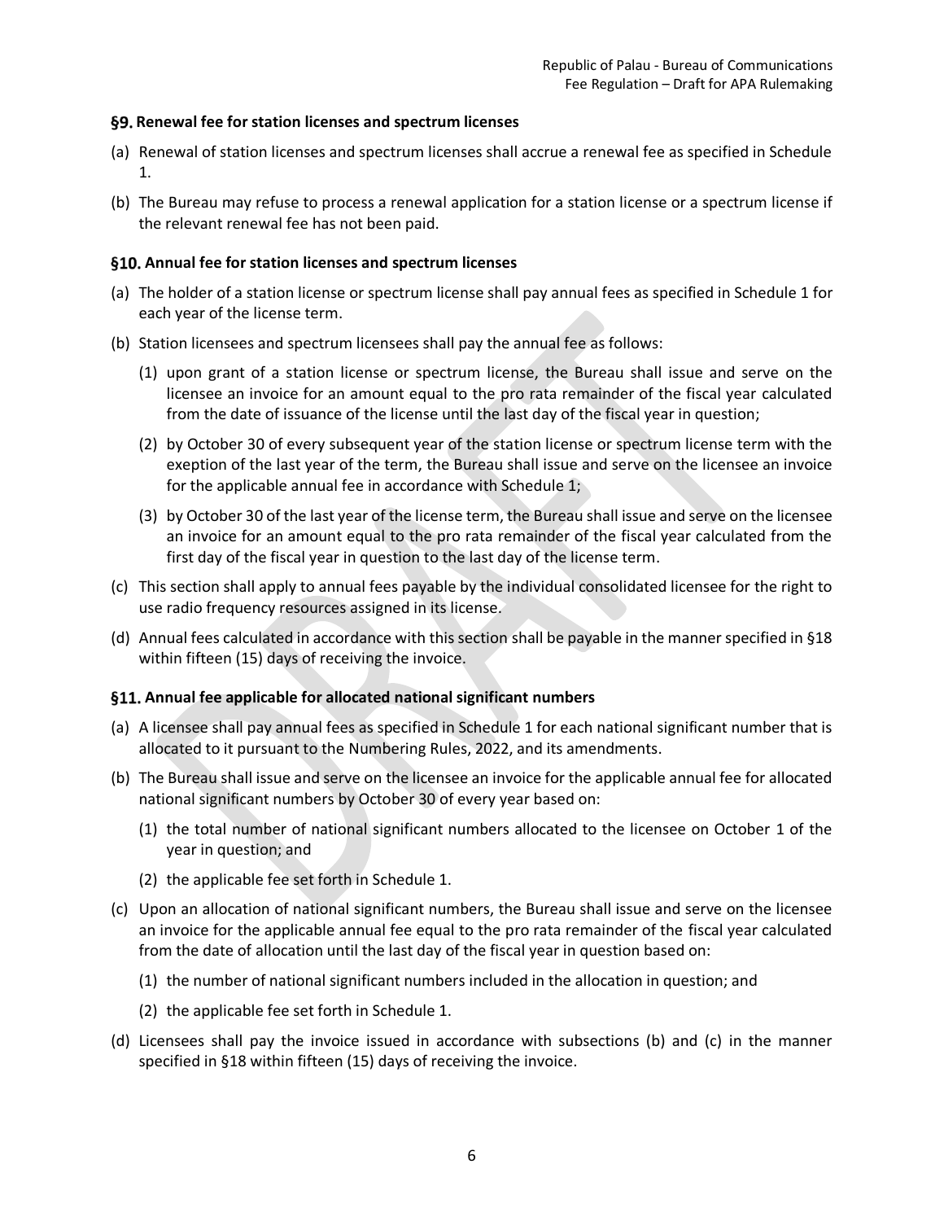### §9. Renewal fee for station licenses and spectrum licenses

(a) Renewal of station licenses and spectrum licenses shall accrue a renewal fee as specified in Schedule 1.

(b) The Bureau may refuse to process a renewal application for a station license or a spectrum license if the relevant renewal fee has not been paid.

### §10. Annual fee for station licenses and spectrum licenses

(a) The holder of a station license or spectrum license shall pay annual fees as specified in Schedule 1 for each year of the license term.

(b) Station licensees and spectrum licensees shall pay the annual fee as follows:

(1) upon grant of a station license or spectrum license, the Bureau shall issue and serve on the licensee an invoice for an amount equal to the pro rata remainder of the fiscal year calculated from the date of issuance of the license until the last day of the fiscal year in question;

(2) by October 30 of every subsequent year of the station license or spectrum license term with the exeption of the last year of the term, the Bureau shall issue and serve on the licensee an invoice for the applicable annual fee in accordance with Schedule 1;

(3) by October 30 of the last year of the license term, the Bureau shall issue and serve on the licensee an invoice for an amount equal to the pro rata remainder of the fiscal year calculated from the first day of the fiscal year in question to the last day of the license term.

(c) This section shall apply to annual fees payable by the individual consolidated licensee for the right to use radio frequency resources assigned in its license.

(d) Annual fees calculated in accordance with this section shall be payable in the manner specified in §18 within fifteen (15) days of receiving the invoice.

### §11. Annual fee applicable for allocated national significant numbers

(a) A licensee shall pay annual fees as specified in Schedule 1 for each national significant number that is allocated to it pursuant to the Numbering Rules, 2022, and its amendments.

(b) The Bureau shall issue and serve on the licensee an invoice for the applicable annual fee for allocated national significant numbers by October 30 of every year based on:

(1) the total number of national significant numbers allocated to the licensee on October 1 of the year in question; and

(2) the applicable fee set forth in Schedule 1.

(c) Upon an allocation of national significant numbers, the Bureau shall issue and serve on the licensee an invoice for the applicable annual fee equal to the pro rata remainder of the fiscal year calculated from the date of allocation until the last day of the fiscal year in question based on:

(1) the number of national significant numbers included in the allocation in question; and

(2) the applicable fee set forth in Schedule 1.

(d) Licensees shall pay the invoice issued in accordance with subsections (b) and (c) in the manner specified in §18 within fifteen (15) days of receiving the invoice.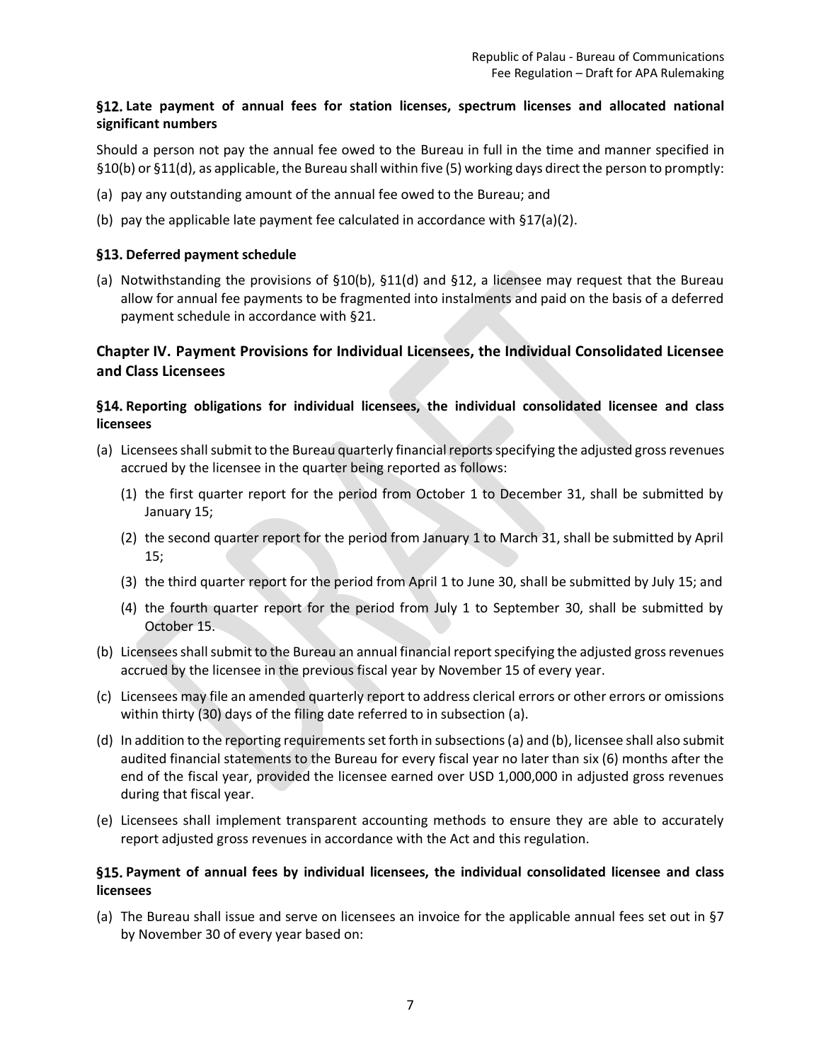### §12. Late payment of annual fees for station licenses, spectrum licenses and allocated national significant numbers

Should a person not pay the annual fee owed to the Bureau in full in the time and manner specified in §10(b) or §11(d), as applicable, the Bureau shall within five (5) working days direct the person to promptly:

(a) pay any outstanding amount of the annual fee owed to the Bureau; and

(b) pay the applicable late payment fee calculated in accordance with §17(a)(2).

### §13. Deferred payment schedule

(a) Notwithstanding the provisions of §10(b), §11(d) and §12, a licensee may request that the Bureau allow for annual fee payments to be fragmented into instalments and paid on the basis of a deferred payment schedule in accordance with §21.

## Chapter IV. Payment Provisions for Individual Licensees, the Individual Consolidated Licensee and Class Licensees

### §14. Reporting obligations for individual licensees, the individual consolidated licensee and class licensees

(a) Licensees shall submit to the Bureau quarterly financial reports specifying the adjusted gross revenues accrued by the licensee in the quarter being reported as follows:

   (1) the first quarter report for the period from October 1 to December 31, shall be submitted by January 15;

   (2) the second quarter report for the period from January 1 to March 31, shall be submitted by April 15;

   (3) the third quarter report for the period from April 1 to June 30, shall be submitted by July 15; and

   (4) the fourth quarter report for the period from July 1 to September 30, shall be submitted by October 15.

(b) Licensees shall submit to the Bureau an annual financial report specifying the adjusted gross revenues accrued by the licensee in the previous fiscal year by November 15 of every year.

(c) Licensees may file an amended quarterly report to address clerical errors or other errors or omissions within thirty (30) days of the filing date referred to in subsection (a).

(d) In addition to the reporting requirements set forth in subsections (a) and (b), licensee shall also submit audited financial statements to the Bureau for every fiscal year no later than six (6) months after the end of the fiscal year, provided the licensee earned over USD 1,000,000 in adjusted gross revenues during that fiscal year.

(e) Licensees shall implement transparent accounting methods to ensure they are able to accurately report adjusted gross revenues in accordance with the Act and this regulation.

### §15. Payment of annual fees by individual licensees, the individual consolidated licensee and class licensees

(a) The Bureau shall issue and serve on licensees an invoice for the applicable annual fees set out in §7 by November 30 of every year based on: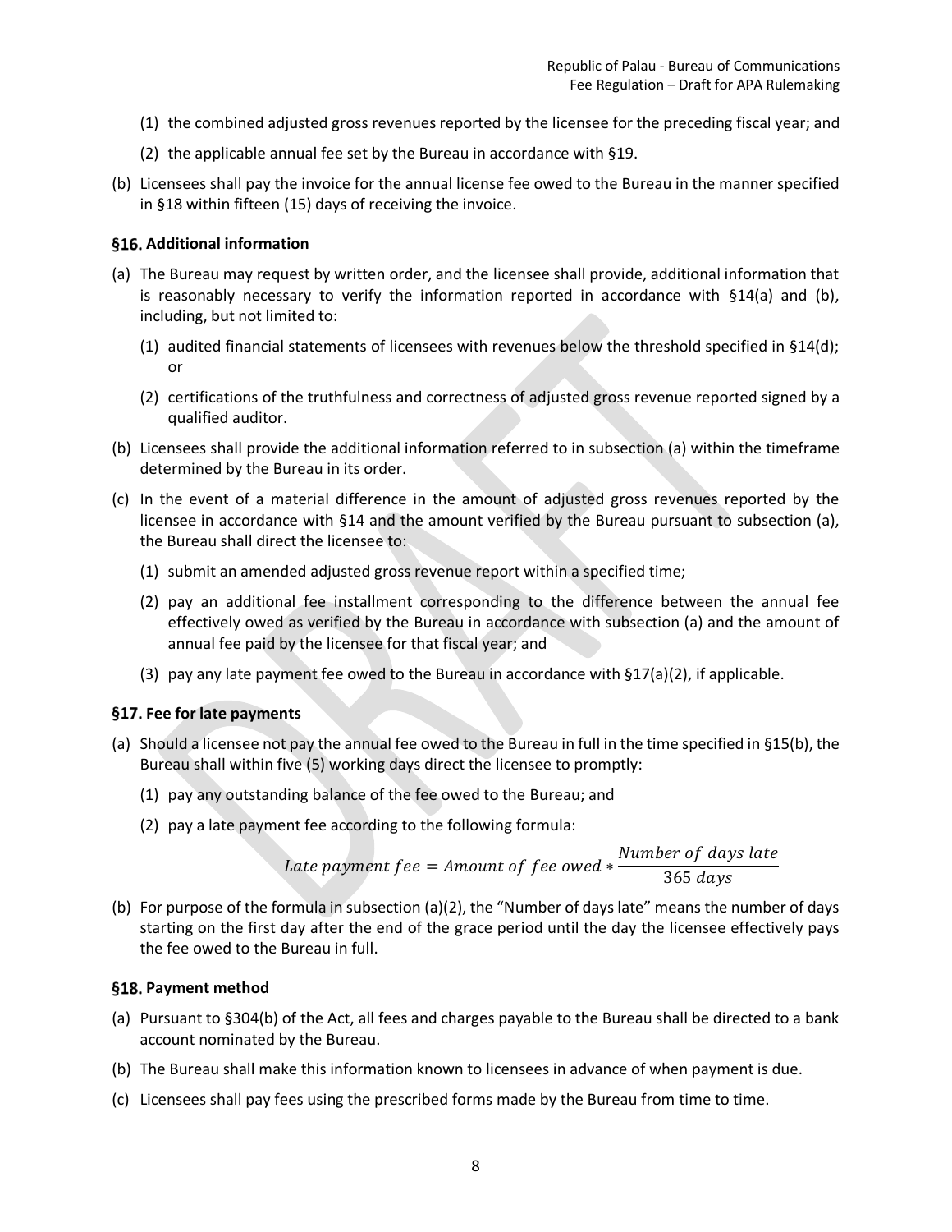(1) the combined adjusted gross revenues reported by the licensee for the preceding fiscal year; and

(2) the applicable annual fee set by the Bureau in accordance with §19.

(b) Licensees shall pay the invoice for the annual license fee owed to the Bureau in the manner specified in §18 within fifteen (15) days of receiving the invoice.

### §16. Additional information

(a) The Bureau may request by written order, and the licensee shall provide, additional information that is reasonably necessary to verify the information reported in accordance with §14(a) and (b), including, but not limited to:

(1) audited financial statements of licensees with revenues below the threshold specified in §14(d); or

(2) certifications of the truthfulness and correctness of adjusted gross revenue reported signed by a qualified auditor.

(b) Licensees shall provide the additional information referred to in subsection (a) within the timeframe determined by the Bureau in its order.

(c) In the event of a material difference in the amount of adjusted gross revenues reported by the licensee in accordance with §14 and the amount verified by the Bureau pursuant to subsection (a), the Bureau shall direct the licensee to:

(1) submit an amended adjusted gross revenue report within a specified time;

(2) pay an additional fee installment corresponding to the difference between the annual fee effectively owed as verified by the Bureau in accordance with subsection (a) and the amount of annual fee paid by the licensee for that fiscal year; and

(3) pay any late payment fee owed to the Bureau in accordance with §17(a)(2), if applicable.

### §17. Fee for late payments

(a) Should a licensee not pay the annual fee owed to the Bureau in full in the time specified in §15(b), the Bureau shall within five (5) working days direct the licensee to promptly:

(1) pay any outstanding balance of the fee owed to the Bureau; and

(2) pay a late payment fee according to the following formula:

$$Late\ payment\ fee = Amount\ of\ fee\ owed * \frac{Number\ of\ days\ late}{365\ days}$$

(b) For purpose of the formula in subsection (a)(2), the "Number of days late" means the number of days starting on the first day after the end of the grace period until the day the licensee effectively pays the fee owed to the Bureau in full.

### §18. Payment method

(a) Pursuant to §304(b) of the Act, all fees and charges payable to the Bureau shall be directed to a bank account nominated by the Bureau.

(b) The Bureau shall make this information known to licensees in advance of when payment is due.

(c) Licensees shall pay fees using the prescribed forms made by the Bureau from time to time.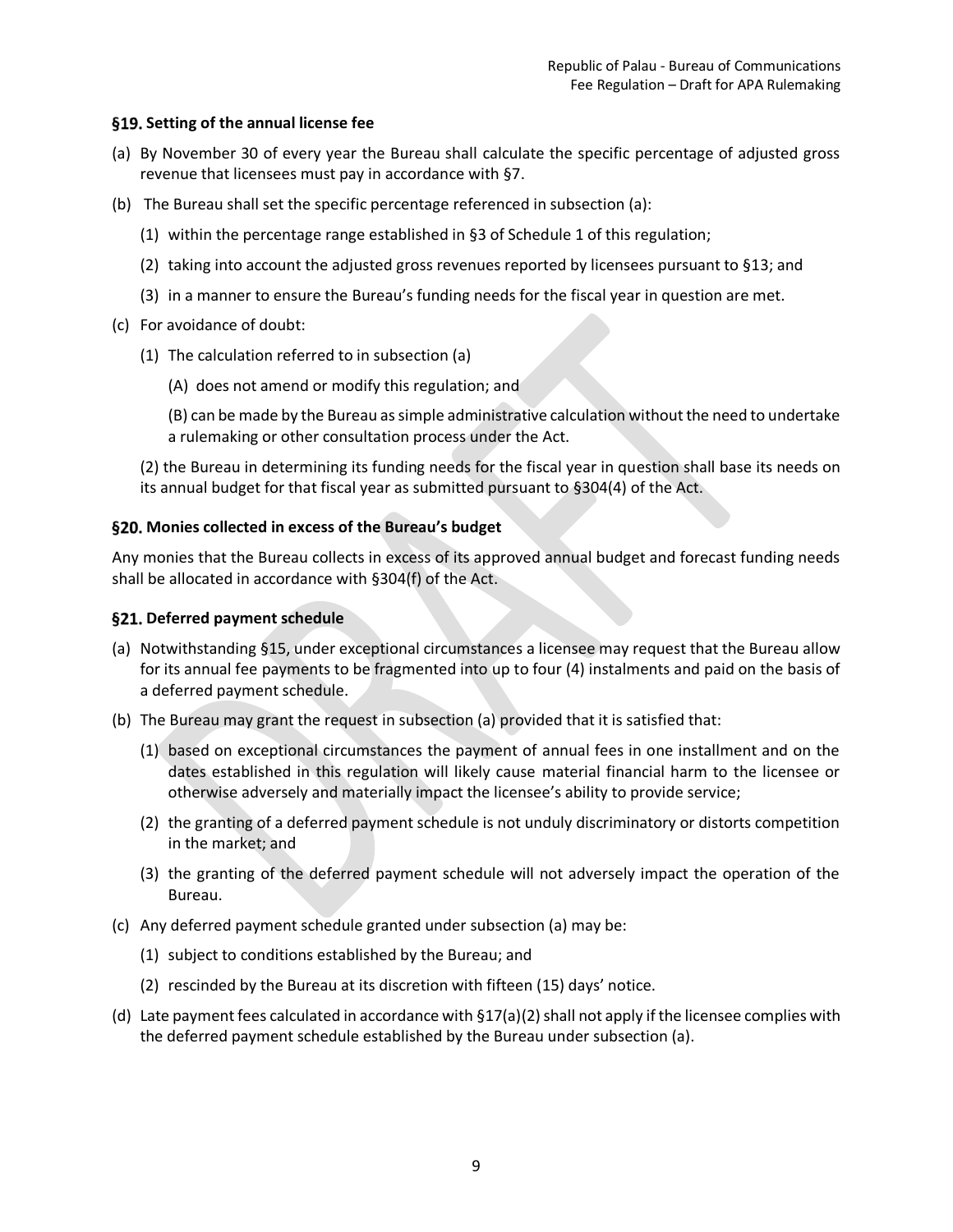### §19. Setting of the annual license fee

(a) By November 30 of every year the Bureau shall calculate the specific percentage of adjusted gross revenue that licensees must pay in accordance with §7.

(b) The Bureau shall set the specific percentage referenced in subsection (a):

  (1) within the percentage range established in §3 of Schedule 1 of this regulation;

  (2) taking into account the adjusted gross revenues reported by licensees pursuant to §13; and

  (3) in a manner to ensure the Bureau's funding needs for the fiscal year in question are met.

(c) For avoidance of doubt:

  (1) The calculation referred to in subsection (a)

    (A) does not amend or modify this regulation; and

    (B) can be made by the Bureau as simple administrative calculation without the need to undertake a rulemaking or other consultation process under the Act.

  (2) the Bureau in determining its funding needs for the fiscal year in question shall base its needs on its annual budget for that fiscal year as submitted pursuant to §304(4) of the Act.

### §20. Monies collected in excess of the Bureau's budget

Any monies that the Bureau collects in excess of its approved annual budget and forecast funding needs shall be allocated in accordance with §304(f) of the Act.

### §21. Deferred payment schedule

(a) Notwithstanding §15, under exceptional circumstances a licensee may request that the Bureau allow for its annual fee payments to be fragmented into up to four (4) instalments and paid on the basis of a deferred payment schedule.

(b) The Bureau may grant the request in subsection (a) provided that it is satisfied that:

  (1) based on exceptional circumstances the payment of annual fees in one installment and on the dates established in this regulation will likely cause material financial harm to the licensee or otherwise adversely and materially impact the licensee's ability to provide service;

  (2) the granting of a deferred payment schedule is not unduly discriminatory or distorts competition in the market; and

  (3) the granting of the deferred payment schedule will not adversely impact the operation of the Bureau.

(c) Any deferred payment schedule granted under subsection (a) may be:

  (1) subject to conditions established by the Bureau; and

  (2) rescinded by the Bureau at its discretion with fifteen (15) days' notice.

(d) Late payment fees calculated in accordance with §17(a)(2) shall not apply if the licensee complies with the deferred payment schedule established by the Bureau under subsection (a).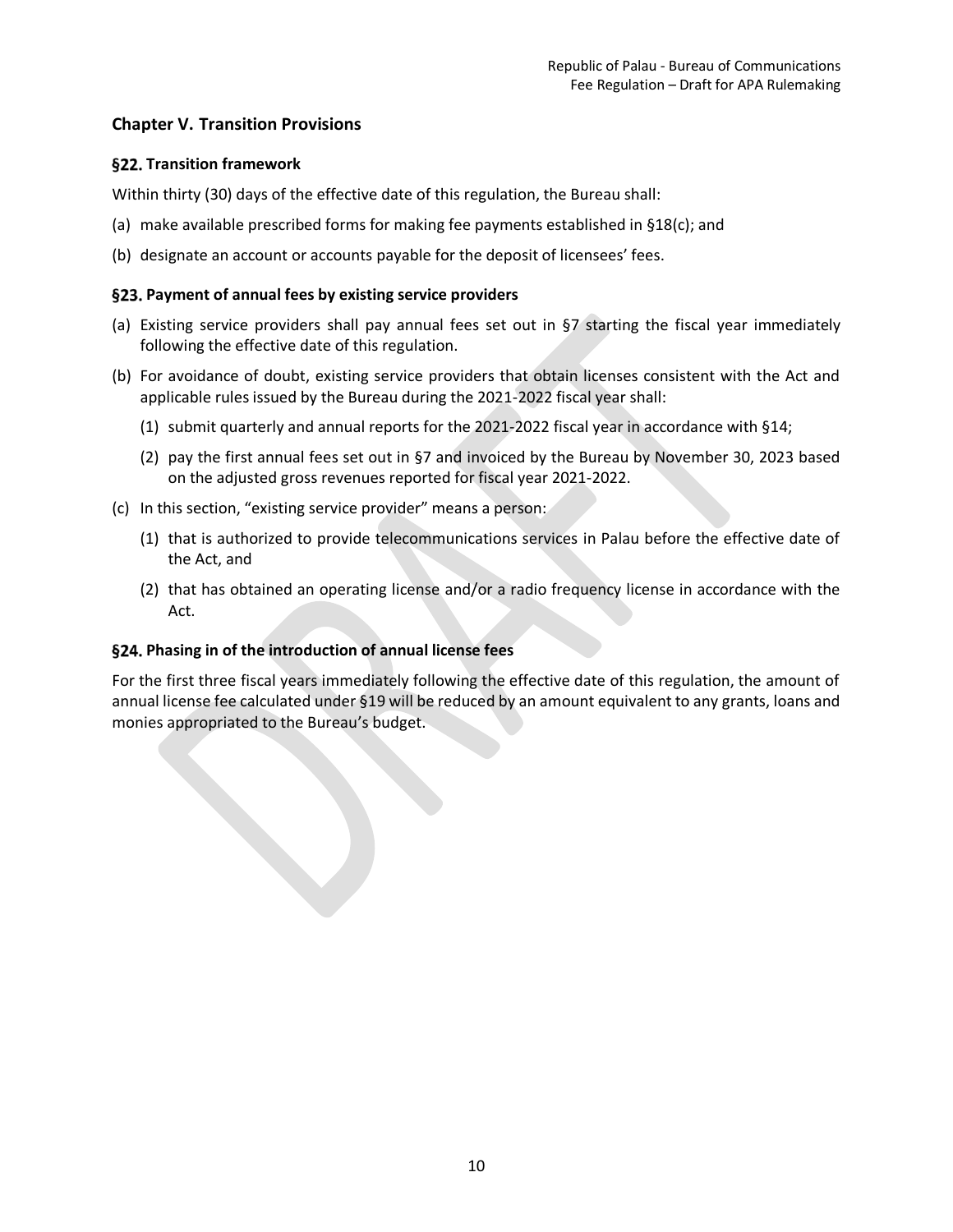## Chapter V. Transition Provisions

### §22. Transition framework

Within thirty (30) days of the effective date of this regulation, the Bureau shall:

(a) make available prescribed forms for making fee payments established in §18(c); and

(b) designate an account or accounts payable for the deposit of licensees' fees.

### §23. Payment of annual fees by existing service providers

(a) Existing service providers shall pay annual fees set out in §7 starting the fiscal year immediately following the effective date of this regulation.

(b) For avoidance of doubt, existing service providers that obtain licenses consistent with the Act and applicable rules issued by the Bureau during the 2021-2022 fiscal year shall:

 (1) submit quarterly and annual reports for the 2021-2022 fiscal year in accordance with §14;

 (2) pay the first annual fees set out in §7 and invoiced by the Bureau by November 30, 2023 based on the adjusted gross revenues reported for fiscal year 2021-2022.

(c) In this section, "existing service provider" means a person:

 (1) that is authorized to provide telecommunications services in Palau before the effective date of the Act, and

 (2) that has obtained an operating license and/or a radio frequency license in accordance with the Act.

### §24. Phasing in of the introduction of annual license fees

For the first three fiscal years immediately following the effective date of this regulation, the amount of annual license fee calculated under §19 will be reduced by an amount equivalent to any grants, loans and monies appropriated to the Bureau's budget.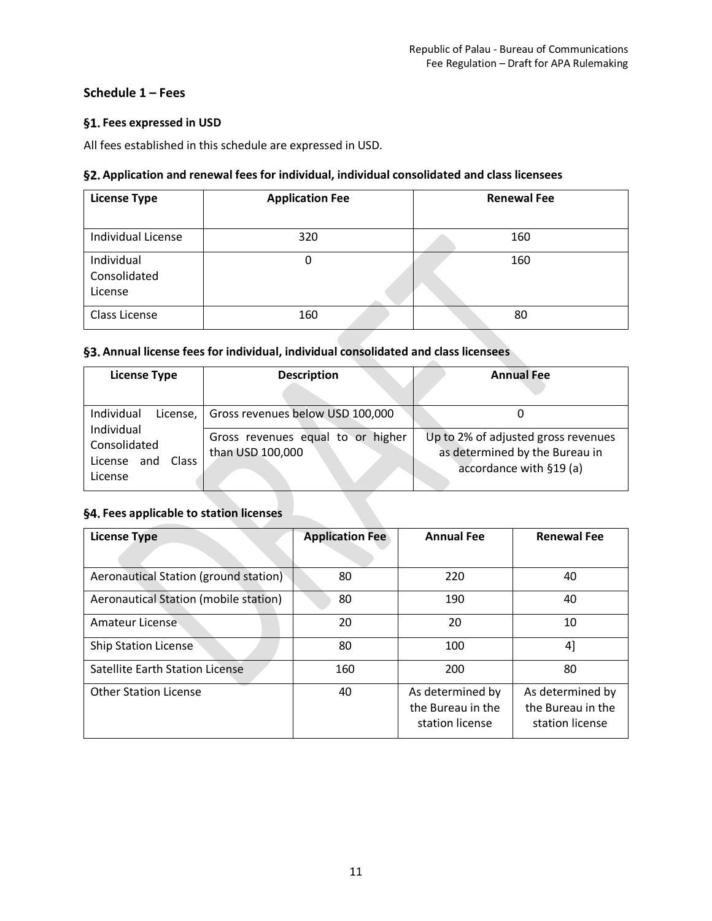## Schedule 1 – Fees

### §1. Fees expressed in USD

All fees established in this schedule are expressed in USD.

### §2. Application and renewal fees for individual, individual consolidated and class licensees

| License Type | Application Fee | Renewal Fee |
|---|---|---|
| Individual License | 320 | 160 |
| Individual Consolidated License | 0 | 160 |
| Class License | 160 | 80 |

### §3. Annual license fees for individual, individual consolidated and class licensees

| License Type | Description | Annual Fee |
|---|---|---|
| Individual License, Individual Consolidated License and Class License | Gross revenues below USD 100,000 | 0 |
| | Gross revenues equal to or higher than USD 100,000 | Up to 2% of adjusted gross revenues as determined by the Bureau in accordance with §19 (a) |

### §4. Fees applicable to station licenses

| License Type | Application Fee | Annual Fee | Renewal Fee |
|---|---|---|---|
| Aeronautical Station (ground station) | 80 | 220 | 40 |
| Aeronautical Station (mobile station) | 80 | 190 | 40 |
| Amateur License | 20 | 20 | 10 |
| Ship Station License | 80 | 100 | 4] |
| Satellite Earth Station License | 160 | 200 | 80 |
| Other Station License | 40 | As determined by the Bureau in the station license | As determined by the Bureau in the station license |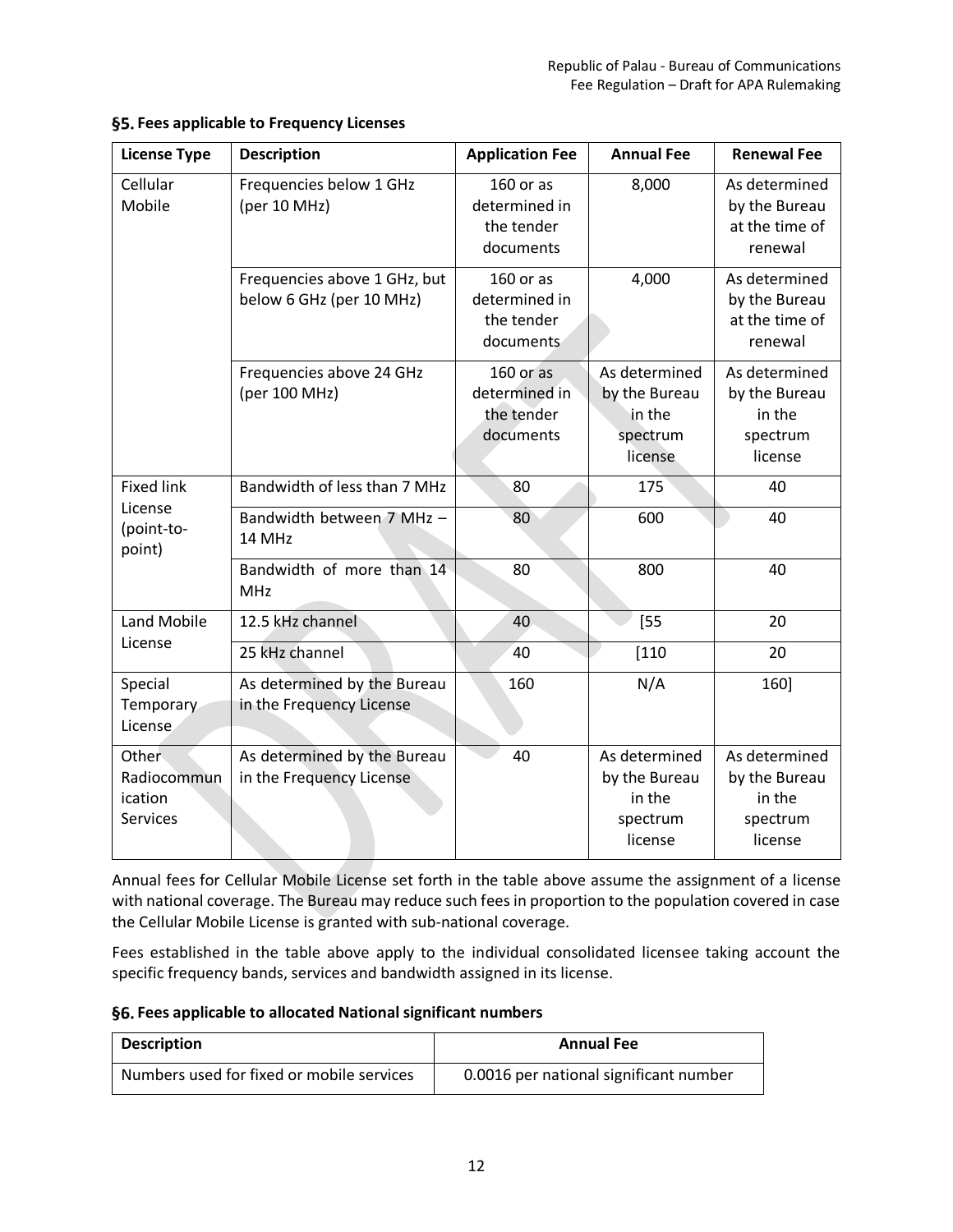### §5. Fees applicable to Frequency Licenses

| License Type | Description | Application Fee | Annual Fee | Renewal Fee |
|---|---|---|---|---|
| Cellular Mobile | Frequencies below 1 GHz (per 10 MHz) | 160 or as determined in the tender documents | 8,000 | As determined by the Bureau at the time of renewal |
| | Frequencies above 1 GHz, but below 6 GHz (per 10 MHz) | 160 or as determined in the tender documents | 4,000 | As determined by the Bureau at the time of renewal |
| | Frequencies above 24 GHz (per 100 MHz) | 160 or as determined in the tender documents | As determined by the Bureau in the spectrum license | As determined by the Bureau in the spectrum license |
| Fixed link License (point-to-point) | Bandwidth of less than 7 MHz | 80 | 175 | 40 |
| | Bandwidth between 7 MHz – 14 MHz | 80 | 600 | 40 |
| | Bandwidth of more than 14 MHz | 80 | 800 | 40 |
| Land Mobile License | 12.5 kHz channel | 40 | [55 | 20 |
| | 25 kHz channel | 40 | [110 | 20 |
| Special Temporary License | As determined by the Bureau in the Frequency License | 160 | N/A | 160] |
| Other Radiocommunication Services | As determined by the Bureau in the Frequency License | 40 | As determined by the Bureau in the spectrum license | As determined by the Bureau in the spectrum license |

Annual fees for Cellular Mobile License set forth in the table above assume the assignment of a license with national coverage. The Bureau may reduce such fees in proportion to the population covered in case the Cellular Mobile License is granted with sub-national coverage.

Fees established in the table above apply to the individual consolidated licensee taking account the specific frequency bands, services and bandwidth assigned in its license.

### §6. Fees applicable to allocated National significant numbers

| Description | Annual Fee |
|---|---|
| Numbers used for fixed or mobile services | 0.0016 per national significant number |